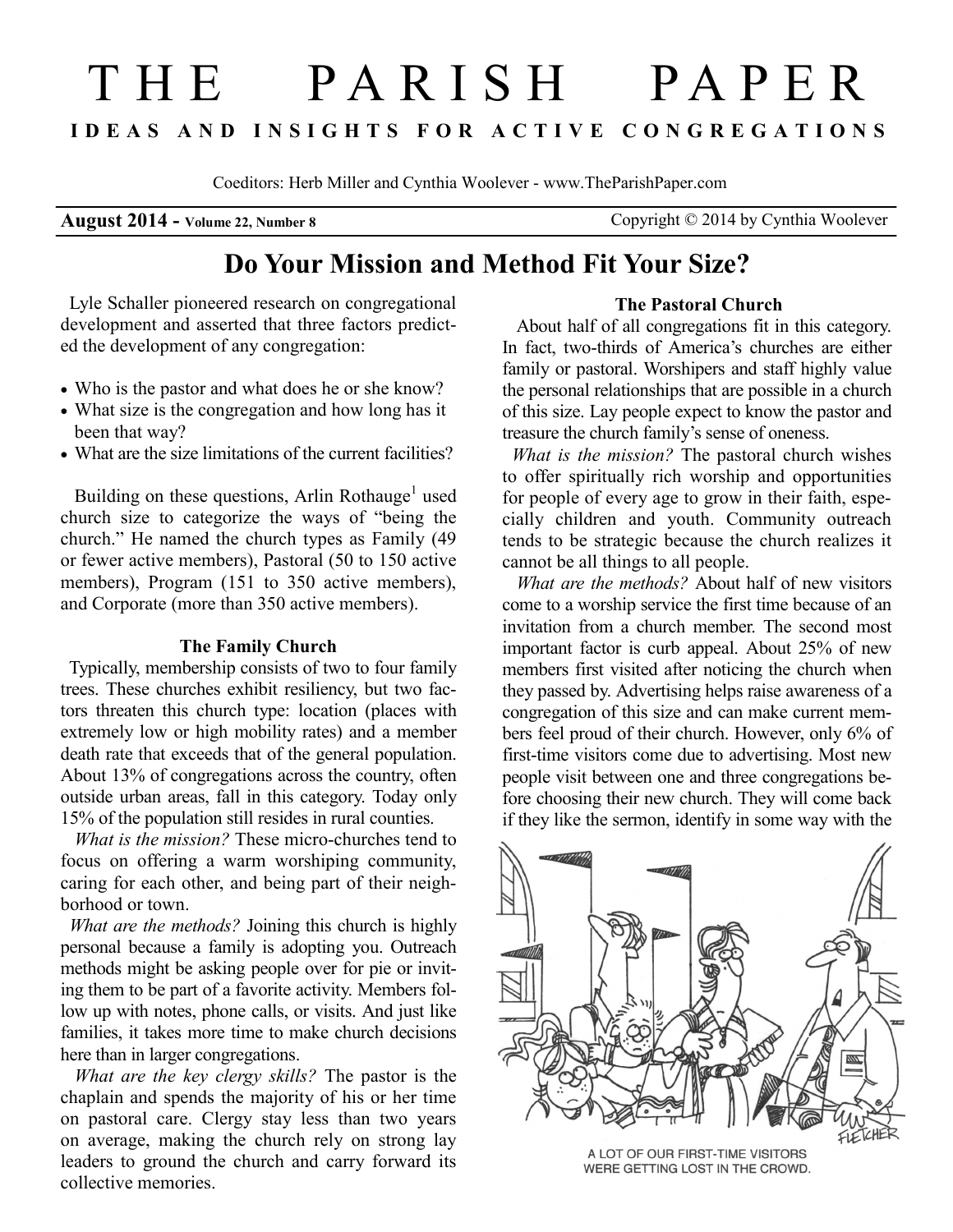# THE PARISH PAPER

**IDEAS AND INSIGHTS FOR ACTIVE CONGREGATIONS**

Coeditors: Herb Miller and Cynthia Woolever - www.TheParishPaper.com

**August 2014 - Volume 22, Number 8** Copyright © 2014 by Cynthia Woolever

## Do Your Mission and Method Fit Your Size?

Lyle Schaller pioneered research on congregational development and asserted that three factors predicted the development of any congregation:

- Who is the pastor and what does he or she know?
- What size is the congregation and how long has it been that way?
- What are the size limitations of the current facilities?

Building on these questions, Arlin Rothauge[1] used church size to categorize the ways of "being the church." He named the church types as Family (49 or fewer active members), Pastoral (50 to 150 active members), Program (151 to 350 active members), and Corporate (more than 350 active members).

### The Family Church

Typically, membership consists of two to four family trees. These churches exhibit resiliency, but two factors threaten this church type: location (places with extremely low or high mobility rates) and a member death rate that exceeds that of the general population. About 13% of congregations across the country, often outside urban areas, fall in this category. Today only 15% of the population still resides in rural counties.

*What is the mission?* These micro-churches tend to focus on offering a warm worshiping community, caring for each other, and being part of their neighborhood or town.

*What are the methods?* Joining this church is highly personal because a family is adopting you. Outreach methods might be asking people over for pie or inviting them to be part of a favorite activity. Members follow up with notes, phone calls, or visits. And just like families, it takes more time to make church decisions here than in larger congregations.

*What are the key clergy skills?* The pastor is the chaplain and spends the majority of his or her time on pastoral care. Clergy stay less than two years on average, making the church rely on strong lay leaders to ground the church and carry forward its collective memories.

### The Pastoral Church

About half of all congregations fit in this category. In fact, two-thirds of America's churches are either family or pastoral. Worshipers and staff highly value the personal relationships that are possible in a church of this size. Lay people expect to know the pastor and treasure the church family's sense of oneness.

*What is the mission?* The pastoral church wishes to offer spiritually rich worship and opportunities for people of every age to grow in their faith, especially children and youth. Community outreach tends to be strategic because the church realizes it cannot be all things to all people.

*What are the methods?* About half of new visitors come to a worship service the first time because of an invitation from a church member. The second most important factor is curb appeal. About 25% of new members first visited after noticing the church when they passed by. Advertising helps raise awareness of a congregation of this size and can make current members feel proud of their church. However, only 6% of first-time visitors come due to advertising. Most new people visit between one and three congregations before choosing their new church. They will come back if they like the sermon, identify in some way with the

A LOT OF OUR FIRST-TIME VISITORS WERE GETTING LOST IN THE CROWD.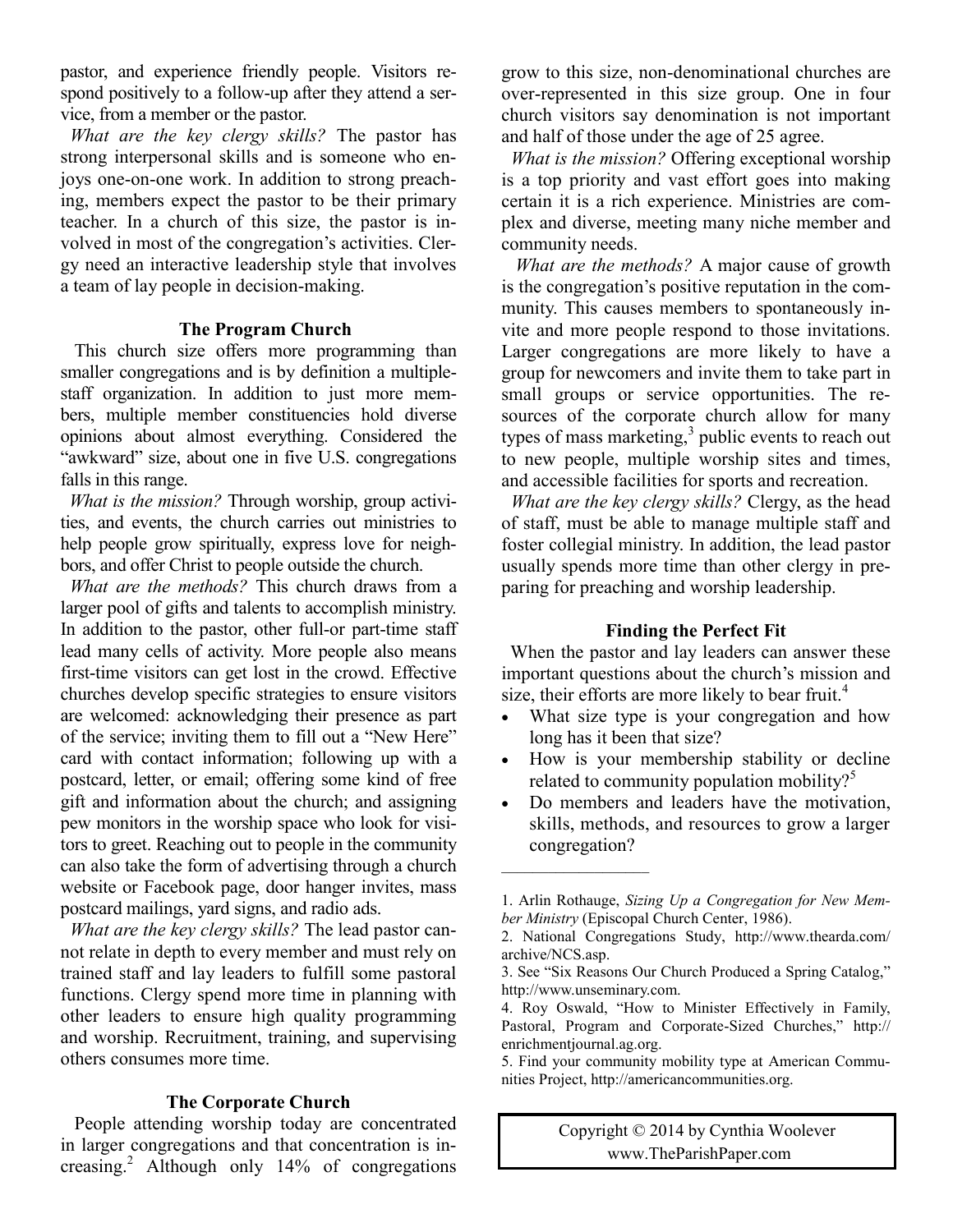pastor, and experience friendly people. Visitors respond positively to a follow-up after they attend a service, from a member or the pastor.

*What are the key clergy skills?* The pastor has strong interpersonal skills and is someone who enjoys one-on-one work. In addition to strong preaching, members expect the pastor to be their primary teacher. In a church of this size, the pastor is involved in most of the congregation's activities. Clergy need an interactive leadership style that involves a team of lay people in decision-making.

### The Program Church

This church size offers more programming than smaller congregations and is by definition a multiple-staff organization. In addition to just more members, multiple member constituencies hold diverse opinions about almost everything. Considered the "awkward" size, about one in five U.S. congregations falls in this range.

*What is the mission?* Through worship, group activities, and events, the church carries out ministries to help people grow spiritually, express love for neighbors, and offer Christ to people outside the church.

*What are the methods?* This church draws from a larger pool of gifts and talents to accomplish ministry. In addition to the pastor, other full-or part-time staff lead many cells of activity. More people also means first-time visitors can get lost in the crowd. Effective churches develop specific strategies to ensure visitors are welcomed: acknowledging their presence as part of the service; inviting them to fill out a "New Here" card with contact information; following up with a postcard, letter, or email; offering some kind of free gift and information about the church; and assigning pew monitors in the worship space who look for visitors to greet. Reaching out to people in the community can also take the form of advertising through a church website or Facebook page, door hanger invites, mass postcard mailings, yard signs, and radio ads.

*What are the key clergy skills?* The lead pastor cannot relate in depth to every member and must rely on trained staff and lay leaders to fulfill some pastoral functions. Clergy spend more time in planning with other leaders to ensure high quality programming and worship. Recruitment, training, and supervising others consumes more time.

### The Corporate Church

People attending worship today are concentrated in larger congregations and that concentration is increasing.[2] Although only 14% of congregations grow to this size, non-denominational churches are over-represented in this size group. One in four church visitors say denomination is not important and half of those under the age of 25 agree.

*What is the mission?* Offering exceptional worship is a top priority and vast effort goes into making certain it is a rich experience. Ministries are complex and diverse, meeting many niche member and community needs.

*What are the methods?* A major cause of growth is the congregation's positive reputation in the community. This causes members to spontaneously invite and more people respond to those invitations. Larger congregations are more likely to have a group for newcomers and invite them to take part in small groups or service opportunities. The resources of the corporate church allow for many types of mass marketing,[3] public events to reach out to new people, multiple worship sites and times, and accessible facilities for sports and recreation.

*What are the key clergy skills?* Clergy, as the head of staff, must be able to manage multiple staff and foster collegial ministry. In addition, the lead pastor usually spends more time than other clergy in preparing for preaching and worship leadership.

### Finding the Perfect Fit

When the pastor and lay leaders can answer these important questions about the church's mission and size, their efforts are more likely to bear fruit.[4]

- What size type is your congregation and how long has it been that size?
- How is your membership stability or decline related to community population mobility?[5]
- Do members and leaders have the motivation, skills, methods, and resources to grow a larger congregation?

---

1. Arlin Rothauge, *Sizing Up a Congregation for New Member Ministry* (Episcopal Church Center, 1986).
2. National Congregations Study, http://www.thearda.com/archive/NCS.asp.
3. See "Six Reasons Our Church Produced a Spring Catalog," http://www.unseminary.com.
4. Roy Oswald, "How to Minister Effectively in Family, Pastoral, Program and Corporate-Sized Churches," http://enrichmentjournal.ag.org.
5. Find your community mobility type at American Communities Project, http://americancommunities.org.

Copyright © 2014 by Cynthia Woolever
www.TheParishPaper.com